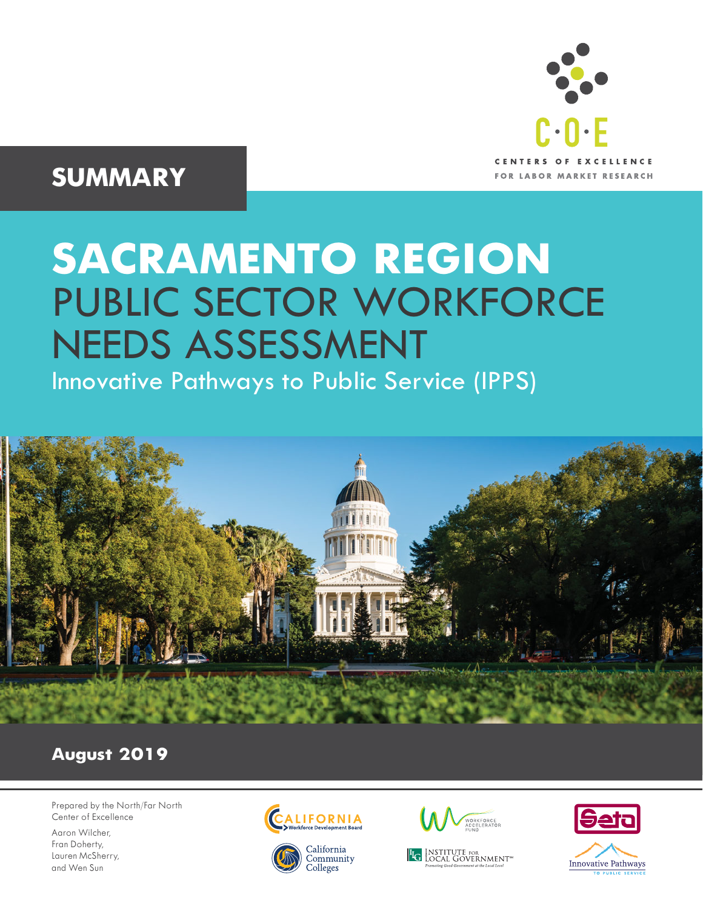C·O·E

CENTERS OF EXCELLENCE FOR LABOR MARKET RESEARCH

**SUMMARY**

# SACRAMENTO REGION PUBLIC SECTOR WORKFORCE NEEDS ASSESSMENT

## Innovative Pathways to Public Service (IPPS)

**August 2019**

Prepared by the North/Far North Center of Excellence

Aaron Wilcher, Fran Doherty, Lauren McSherry, and Wen Sun

California Workforce Development Board

California Community Colleges

Workforce Accelerator Fund

Institute for Local Government — Promoting Good Government at the Local Level

Seta

Innovative Pathways to Public Service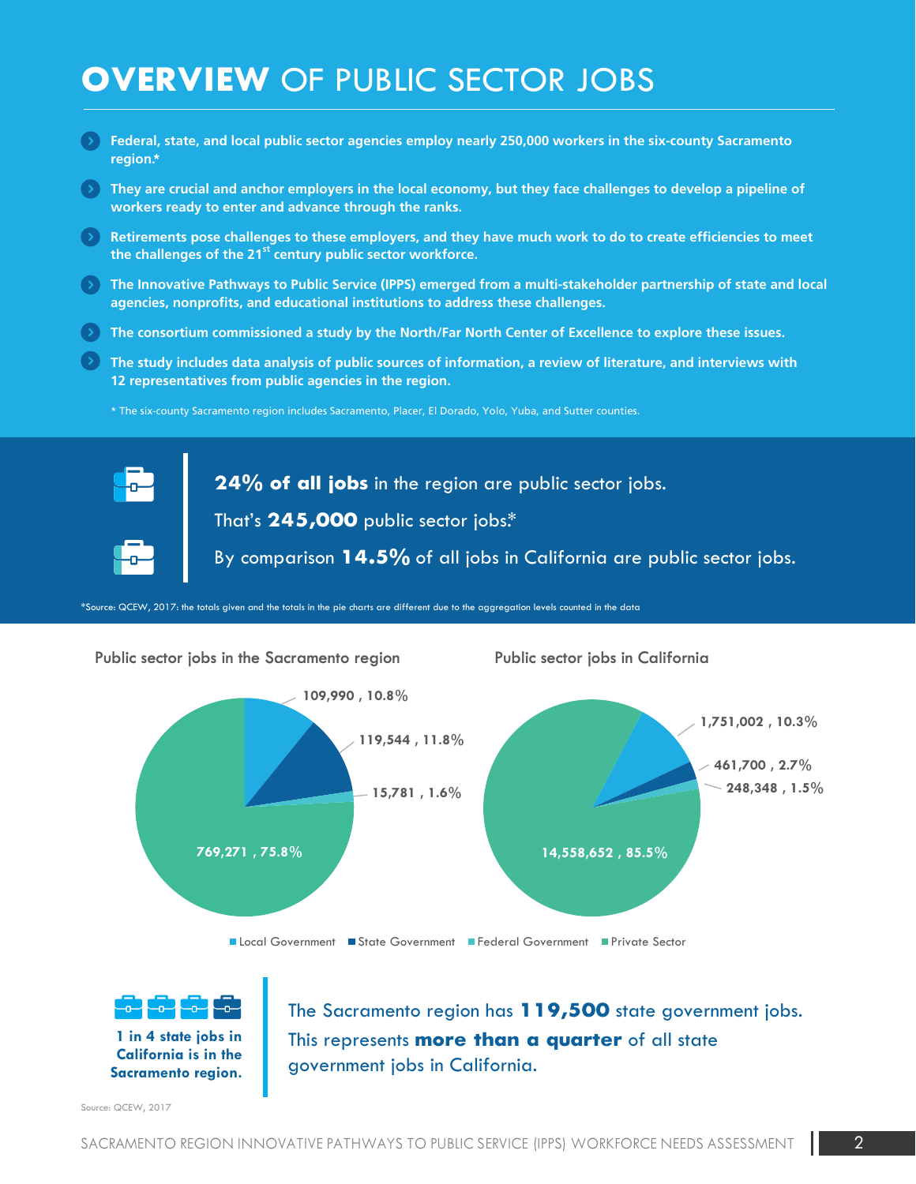# **OVERVIEW** OF PUBLIC SECTOR JOBS

- **Federal, state, and local public sector agencies employ nearly 250,000 workers in the six-county Sacramento region.***
- **They are crucial and anchor employers in the local economy, but they face challenges to develop a pipeline of workers ready to enter and advance through the ranks.**
- **Retirements pose challenges to these employers, and they have much work to do to create efficiencies to meet the challenges of the 21st century public sector workforce.**
- **The Innovative Pathways to Public Service (IPPS) emerged from a multi-stakeholder partnership of state and local agencies, nonprofits, and educational institutions to address these challenges.**
- **The consortium commissioned a study by the North/Far North Center of Excellence to explore these issues.**
- **The study includes data analysis of public sources of information, a review of literature, and interviews with 12 representatives from public agencies in the region.**

\* The six-county Sacramento region includes Sacramento, Placer, El Dorado, Yolo, Yuba, and Sutter counties.

**24% of all jobs** in the region are public sector jobs.

That's **245,000** public sector jobs.*

By comparison **14.5%** of all jobs in California are public sector jobs.

*Source: QCEW, 2017: the totals given and the totals in the pie charts are different due to the aggregation levels counted in the data

Public sector jobs in the Sacramento region

109,990 , 10.8%
119,544 , 11.8%
15,781 , 1.6%
769,271 , 75.8%

Public sector jobs in California

1,751,002 , 10.3%
461,700 , 2.7%
248,348 , 1.5%
14,558,652 , 85.5%

Local Government   State Government   Federal Government   Private Sector

**1 in 4 state jobs in California is in the Sacramento region.**

The Sacramento region has **119,500** state government jobs. This represents **more than a quarter** of all state government jobs in California.

Source: QCEW, 2017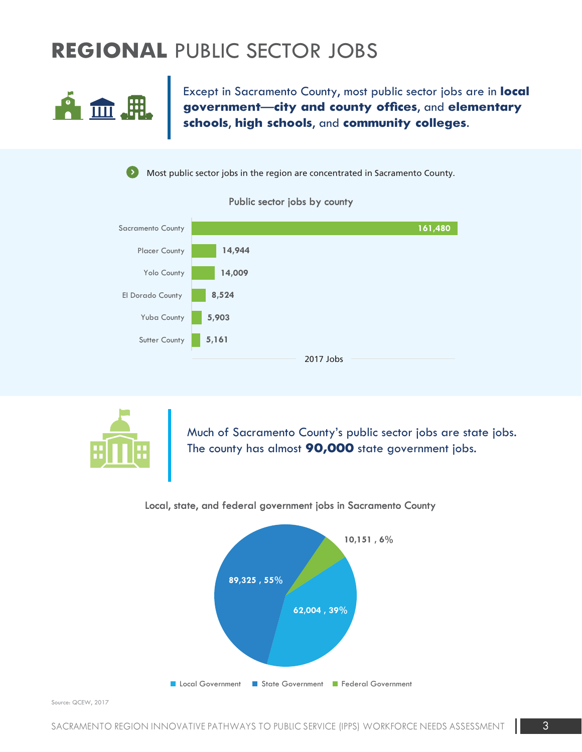# **REGIONAL** PUBLIC SECTOR JOBS

Except in Sacramento County, most public sector jobs are in **local government—city and county offices**, and **elementary schools, high schools**, and **community colleges**.

Most public sector jobs in the region are concentrated in Sacramento County.

Public sector jobs by county

Sacramento County 161,480
Placer County 14,944
Yolo County 14,009
El Dorado County 8,524
Yuba County 5,903
Sutter County 5,161

2017 Jobs

Much of Sacramento County's public sector jobs are state jobs. The county has almost **90,000** state government jobs.

Local, state, and federal government jobs in Sacramento County

89,325 , 55%
62,004 , 39%
10,151 , 6%

Local Government
State Government
Federal Government

Source: QCEW, 2017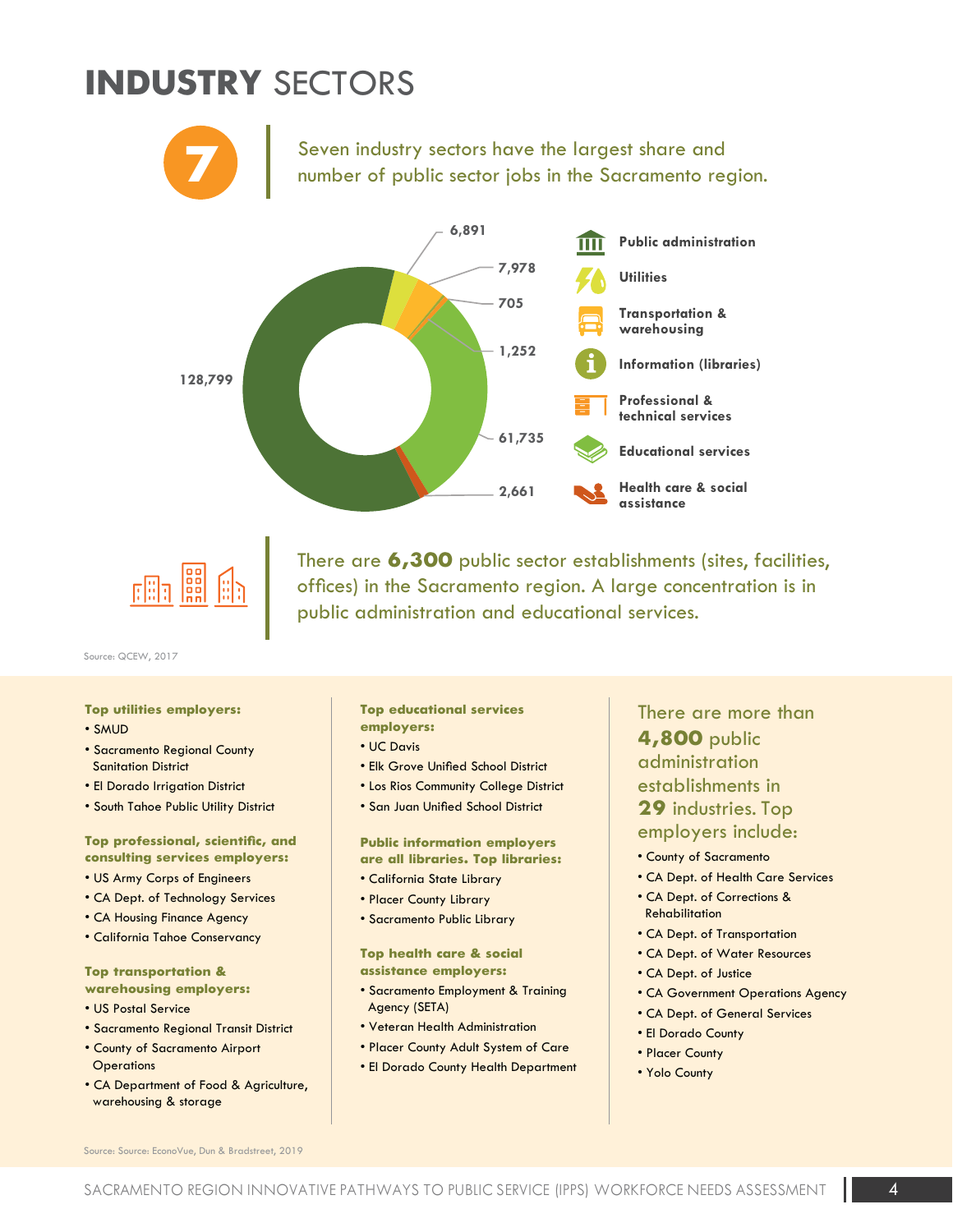# INDUSTRY SECTORS

**7** Seven industry sectors have the largest share and number of public sector jobs in the Sacramento region.

6,891
7,978
705
1,252
61,735
2,661
128,799

Public administration
Utilities
Transportation & warehousing
Information (libraries)
Professional & technical services
Educational services
Health care & social assistance

There are **6,300** public sector establishments (sites, facilities, offices) in the Sacramento region. A large concentration is in public administration and educational services.

Source: QCEW, 2017

**Top utilities employers:**

- SMUD
- Sacramento Regional County Sanitation District
- El Dorado Irrigation District
- South Tahoe Public Utility District

**Top professional, scientific, and consulting services employers:**

- US Army Corps of Engineers
- CA Dept. of Technology Services
- CA Housing Finance Agency
- California Tahoe Conservancy

**Top transportation & warehousing employers:**

- US Postal Service
- Sacramento Regional Transit District
- County of Sacramento Airport Operations
- CA Department of Food & Agriculture, warehousing & storage

**Top educational services employers:**

- UC Davis
- Elk Grove Unified School District
- Los Rios Community College District
- San Juan Unified School District

**Public information employers are all libraries. Top libraries:**

- California State Library
- Placer County Library
- Sacramento Public Library

**Top health care & social assistance employers:**

- Sacramento Employment & Training Agency (SETA)
- Veteran Health Administration
- Placer County Adult System of Care
- El Dorado County Health Department

There are more than **4,800** public administration establishments in **29** industries. Top employers include:

- County of Sacramento
- CA Dept. of Health Care Services
- CA Dept. of Corrections & Rehabilitation
- CA Dept. of Transportation
- CA Dept. of Water Resources
- CA Dept. of Justice
- CA Government Operations Agency
- CA Dept. of General Services
- El Dorado County
- Placer County
- Yolo County

Source: Source: EconoVue, Dun & Bradstreet, 2019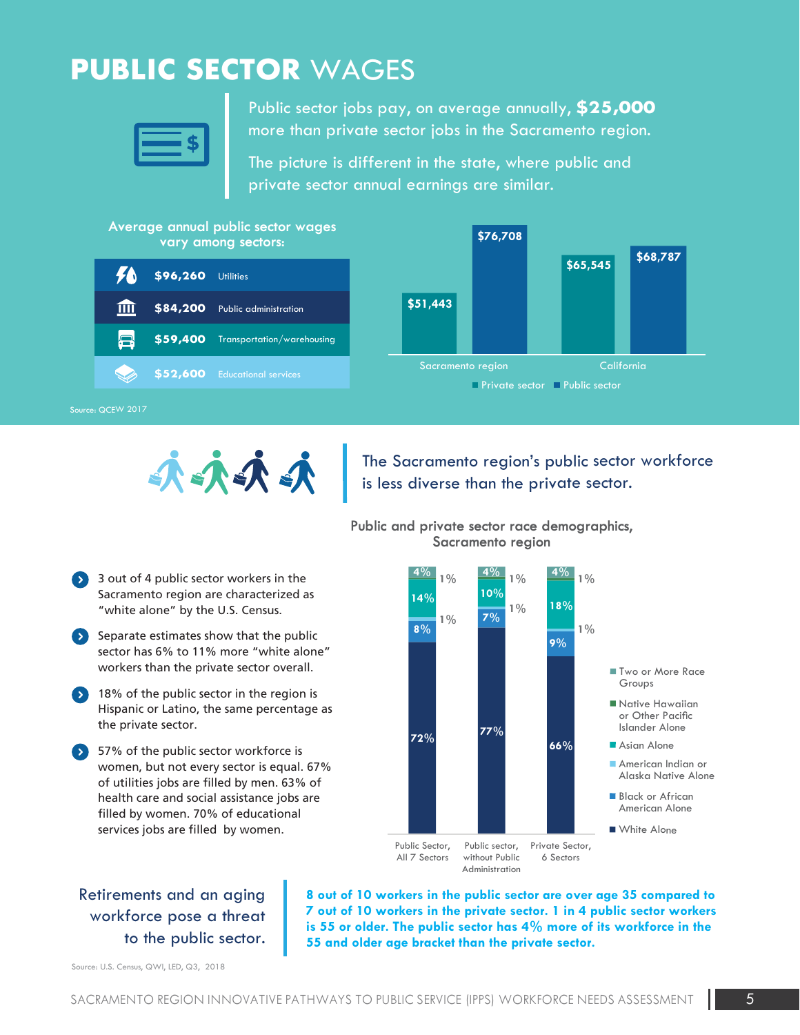# PUBLIC SECTOR WAGES

Public sector jobs pay, on average annually, **$25,000** more than private sector jobs in the Sacramento region.

The picture is different in the state, where public and private sector annual earnings are similar.

Average annual public sector wages vary among sectors:

| | |
|---|---|
| $96,260 | Utilities |
| $84,200 | Public administration |
| $59,400 | Transportation/warehousing |
| $52,600 | Educational services |

$51,443
$76,708
$65,545
$68,787
Sacramento region
California
Private sector
Public sector

Source: QCEW 2017

The Sacramento region's public sector workforce is less diverse than the private sector.

- 3 out of 4 public sector workers in the Sacramento region are characterized as "white alone" by the U.S. Census.
- Separate estimates show that the public sector has 6% to 11% more "white alone" workers than the private sector overall.
- 18% of the public sector in the region is Hispanic or Latino, the same percentage as the private sector.
- 57% of the public sector workforce is women, but not every sector is equal. 67% of utilities jobs are filled by men. 63% of health care and social assistance jobs are filled by women. 70% of educational services jobs are filled by women.

Public and private sector race demographics, Sacramento region

Public Sector, All 7 Sectors: 4%, 1%, 14%, 1%, 8%, 72%
Public sector, without Public Administration: 4%, 1%, 10%, 1%, 7%, 77%
Private Sector, 6 Sectors: 4%, 1%, 18%, 1%, 9%, 66%

Two or More Race Groups
Native Hawaiian or Other Pacific Islander Alone
Asian Alone
American Indian or Alaska Native Alone
Black or African American Alone
White Alone

Retirements and an aging workforce pose a threat to the public sector.

**8 out of 10 workers in the public sector are over age 35 compared to 7 out of 10 workers in the private sector. 1 in 4 public sector workers is 55 or older. The public sector has 4% more of its workforce in the 55 and older age bracket than the private sector.**

Source: U.S. Census, QWI, LED, Q3, 2018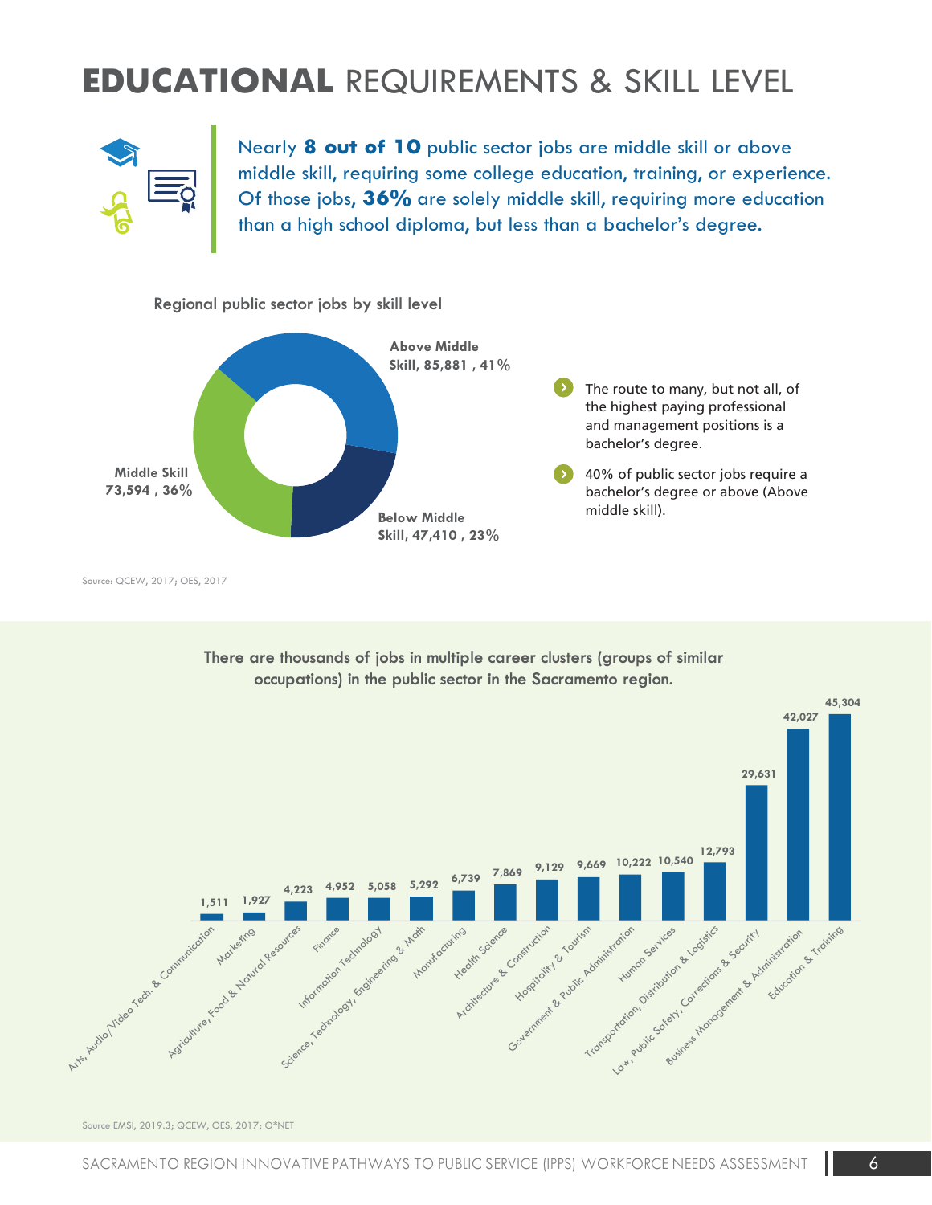# **EDUCATIONAL** REQUIREMENTS & SKILL LEVEL

Nearly **8 out of 10** public sector jobs are middle skill or above middle skill, requiring some college education, training, or experience. Of those jobs, **36%** are solely middle skill, requiring more education than a high school diploma, but less than a bachelor's degree.

Regional public sector jobs by skill level

**Above Middle Skill**, 85,881 , 41%

**Middle Skill** 73,594 , 36%

**Below Middle Skill**, 47,410 , 23%

Source: QCEW, 2017; OES, 2017

- The route to many, but not all, of the highest paying professional and management positions is a bachelor's degree.
- 40% of public sector jobs require a bachelor's degree or above (Above middle skill).

There are thousands of jobs in multiple career clusters (groups of similar occupations) in the public sector in the Sacramento region.

Arts, Audio/Video Tech. & Communication 1,511
Marketing 1,927
Agriculture, Food & Natural Resources 4,223
Finance 4,952
Information Technology 5,058
Science, Technology, Engineering & Math 5,292
Manufacturing 6,739
Health Science 7,869
Architecture & Construction 9,129
Hospitality & Tourism 9,669
Government & Public Administration 10,222
Human Services 10,540
Transportation, Distribution & Logistics 12,793
Law, Public Safety, Corrections & Security 29,631
Business Management & Administration 42,027
Education & Training 45,304

Source EMSI, 2019.3; QCEW, OES, 2017; O*NET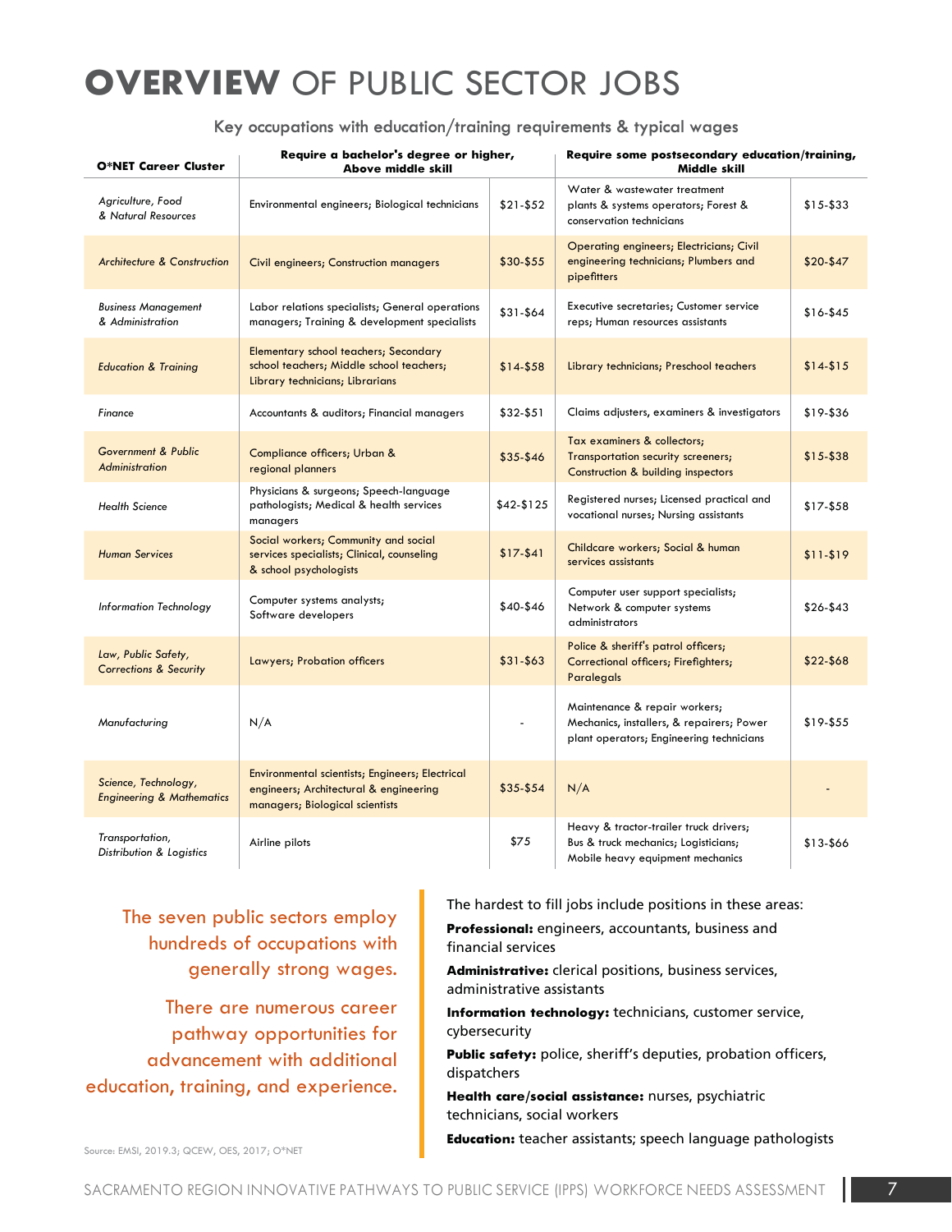# **OVERVIEW** OF PUBLIC SECTOR JOBS

Key occupations with education/training requirements & typical wages

| O*NET Career Cluster | Require a bachelor's degree or higher, Above middle skill | | Require some postsecondary education/training, Middle skill | |
|---|---|---|---|---|
| *Agriculture, Food & Natural Resources* | Environmental engineers; Biological technicians | $21-$52 | Water & wastewater treatment plants & systems operators; Forest & conservation technicians | $15-$33 |
| *Architecture & Construction* | Civil engineers; Construction managers | $30-$55 | Operating engineers; Electricians; Civil engineering technicians; Plumbers and pipefitters | $20-$47 |
| *Business Management & Administration* | Labor relations specialists; General operations managers; Training & development specialists | $31-$64 | Executive secretaries; Customer service reps; Human resources assistants | $16-$45 |
| *Education & Training* | Elementary school teachers; Secondary school teachers; Middle school teachers; Library technicians; Librarians | $14-$58 | Library technicians; Preschool teachers | $14-$15 |
| *Finance* | Accountants & auditors; Financial managers | $32-$51 | Claims adjusters, examiners & investigators | $19-$36 |
| *Government & Public Administration* | Compliance officers; Urban & regional planners | $35-$46 | Tax examiners & collectors; Transportation security screeners; Construction & building inspectors | $15-$38 |
| *Health Science* | Physicians & surgeons; Speech-language pathologists; Medical & health services managers | $42-$125 | Registered nurses; Licensed practical and vocational nurses; Nursing assistants | $17-$58 |
| *Human Services* | Social workers; Community and social services specialists; Clinical, counseling & school psychologists | $17-$41 | Childcare workers; Social & human services assistants | $11-$19 |
| *Information Technology* | Computer systems analysts; Software developers | $40-$46 | Computer user support specialists; Network & computer systems administrators | $26-$43 |
| *Law, Public Safety, Corrections & Security* | Lawyers; Probation officers | $31-$63 | Police & sheriff's patrol officers; Correctional officers; Firefighters; Paralegals | $22-$68 |
| *Manufacturing* | N/A | - | Maintenance & repair workers; Mechanics, installers, & repairers; Power plant operators; Engineering technicians | $19-$55 |
| *Science, Technology, Engineering & Mathematics* | Environmental scientists; Engineers; Electrical engineers; Architectural & engineering managers; Biological scientists | $35-$54 | N/A | - |
| *Transportation, Distribution & Logistics* | Airline pilots | $75 | Heavy & tractor-trailer truck drivers; Bus & truck mechanics; Logisticians; Mobile heavy equipment mechanics | $13-$66 |

The seven public sectors employ hundreds of occupations with generally strong wages.

There are numerous career pathway opportunities for advancement with additional education, training, and experience.

Source: EMSI, 2019.3; QCEW, OES, 2017; O*NET

The hardest to fill jobs include positions in these areas:

**Professional:** engineers, accountants, business and financial services

**Administrative:** clerical positions, business services, administrative assistants

**Information technology:** technicians, customer service, cybersecurity

**Public safety:** police, sheriff's deputies, probation officers, dispatchers

**Health care/social assistance:** nurses, psychiatric technicians, social workers

**Education:** teacher assistants; speech language pathologists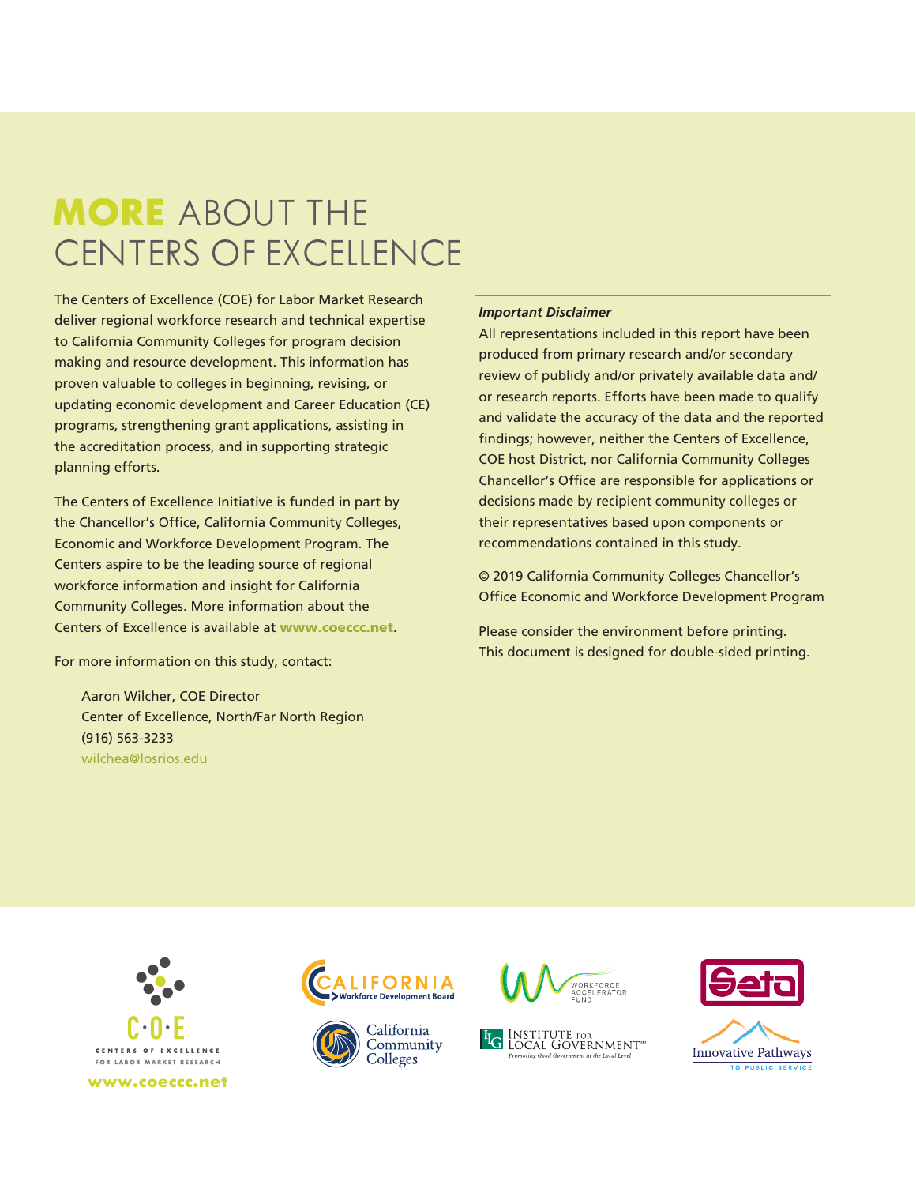# **MORE** ABOUT THE CENTERS OF EXCELLENCE

The Centers of Excellence (COE) for Labor Market Research deliver regional workforce research and technical expertise to California Community Colleges for program decision making and resource development. This information has proven valuable to colleges in beginning, revising, or updating economic development and Career Education (CE) programs, strengthening grant applications, assisting in the accreditation process, and in supporting strategic planning efforts.

The Centers of Excellence Initiative is funded in part by the Chancellor's Office, California Community Colleges, Economic and Workforce Development Program. The Centers aspire to be the leading source of regional workforce information and insight for California Community Colleges. More information about the Centers of Excellence is available at **www.coeccc.net**.

For more information on this study, contact:

Aaron Wilcher, COE Director
Center of Excellence, North/Far North Region
(916) 563-3233
wilchea@losrios.edu

***Important Disclaimer***

All representations included in this report have been produced from primary research and/or secondary review of publicly and/or privately available data and/or research reports. Efforts have been made to qualify and validate the accuracy of the data and the reported findings; however, neither the Centers of Excellence, COE host District, nor California Community Colleges Chancellor's Office are responsible for applications or decisions made by recipient community colleges or their representatives based upon components or recommendations contained in this study.

© 2019 California Community Colleges Chancellor's Office Economic and Workforce Development Program

Please consider the environment before printing.
This document is designed for double-sided printing.

C·O·E
CENTERS OF EXCELLENCE
FOR LABOR MARKET RESEARCH

**www.coeccc.net**

CALIFORNIA Workforce Development Board

California Community Colleges

WORKFORCE ACCELERATOR FUND

INSTITUTE FOR LOCAL GOVERNMENT™
Promoting Good Government at the Local Level

Seta

Innovative Pathways TO PUBLIC SERVICE